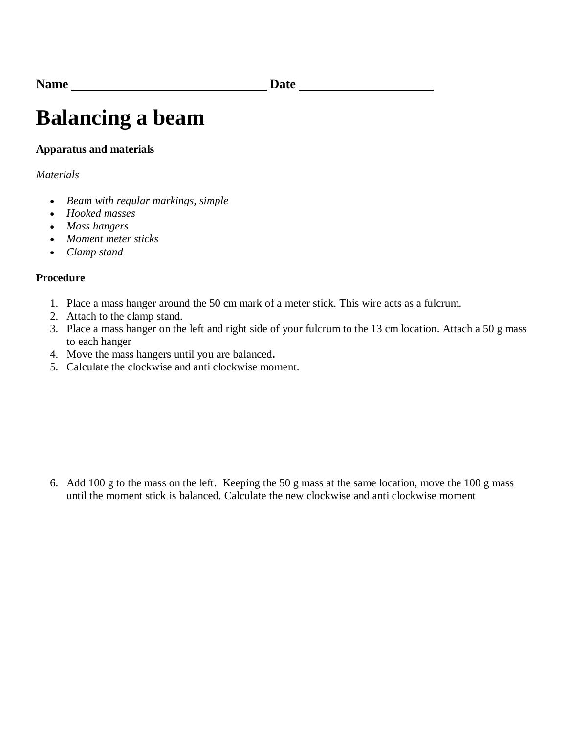**Name** ______________________________ **Date** ____________________

# Balancing a beam

**Apparatus and materials**

*Materials*

- *Beam with regular markings, simple*
- *Hooked masses*
- *Mass hangers*
- *Moment meter sticks*
- *Clamp stand*

**Procedure**

1. Place a mass hanger around the 50 cm mark of a meter stick. This wire acts as a fulcrum.
2. Attach to the clamp stand.
3. Place a mass hanger on the left and right side of your fulcrum to the 13 cm location. Attach a 50 g mass to each hanger
4. Move the mass hangers until you are balanced**.**
5. Calculate the clockwise and anti clockwise moment.

6. Add 100 g to the mass on the left. Keeping the 50 g mass at the same location, move the 100 g mass until the moment stick is balanced. Calculate the new clockwise and anti clockwise moment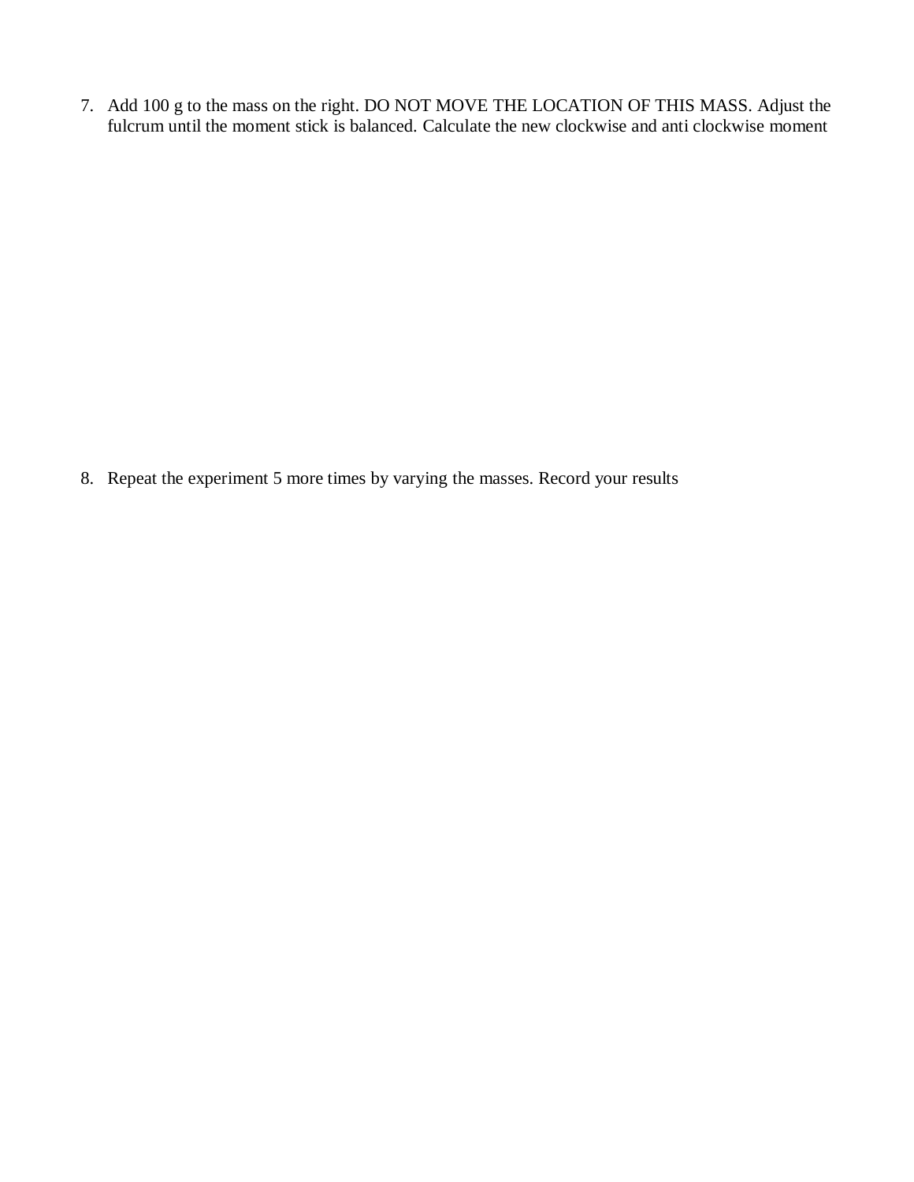7. Add 100 g to the mass on the right. DO NOT MOVE THE LOCATION OF THIS MASS. Adjust the fulcrum until the moment stick is balanced. Calculate the new clockwise and anti clockwise moment

8. Repeat the experiment 5 more times by varying the masses. Record your results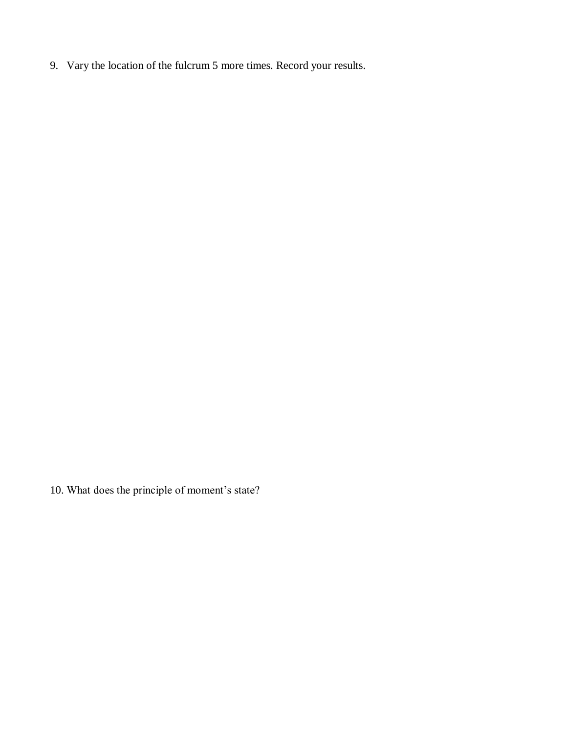9. Vary the location of the fulcrum 5 more times. Record your results.

10. What does the principle of moment's state?